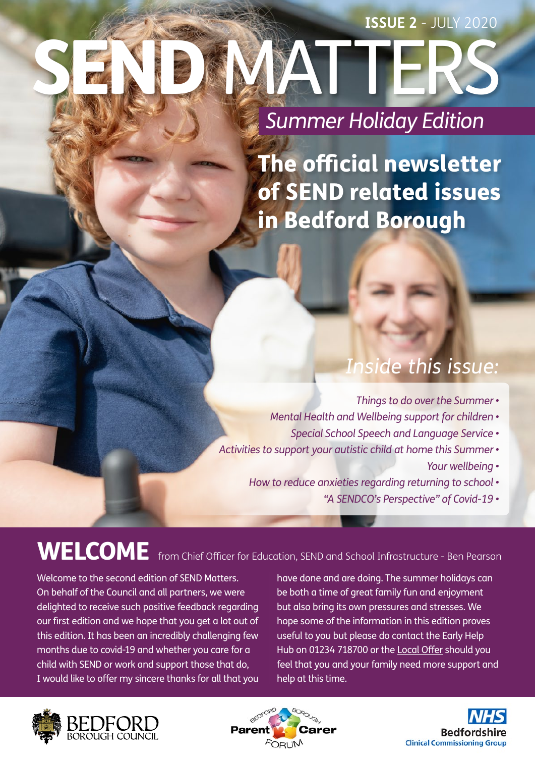**ISSUE 2** - JULY 2020

# SEND MATTERS

*Summer Holiday Edition*

## The official newsletter of SEND related issues in Bedford Borough

### *Inside this issue:*

- *Things to do over the Summer*
- *Mental Health and Wellbeing support for children*
- *Special School Speech and Language Service*
- *Activities to support your autistic child at home this Summer*
- *Your wellbeing*
- *How to reduce anxieties regarding returning to school*
- *"A SENDCO's Perspective" of Covid-19*

## WELCOME from Chief Officer for Education, SEND and School Infrastructure - Ben Pearson

Welcome to the second edition of SEND Matters. On behalf of the Council and all partners, we were delighted to receive such positive feedback regarding our first edition and we hope that you get a lot out of this edition. It has been an incredibly challenging few months due to covid-19 and whether you care for a child with SEND or work and support those that do, I would like to offer my sincere thanks for all that you have done and are doing. The summer holidays can be both a time of great family fun and enjoyment but also bring its own pressures and stresses. We hope some of the information in this edition proves useful to you but please do contact the Early Help Hub on 01234 718700 or the Local Offer should you feel that you and your family need more support and help at this time.

BEDFORD BOROUGH COUNCIL | Bedford Borough Parent Carer Forum | NHS Bedfordshire Clinical Commissioning Group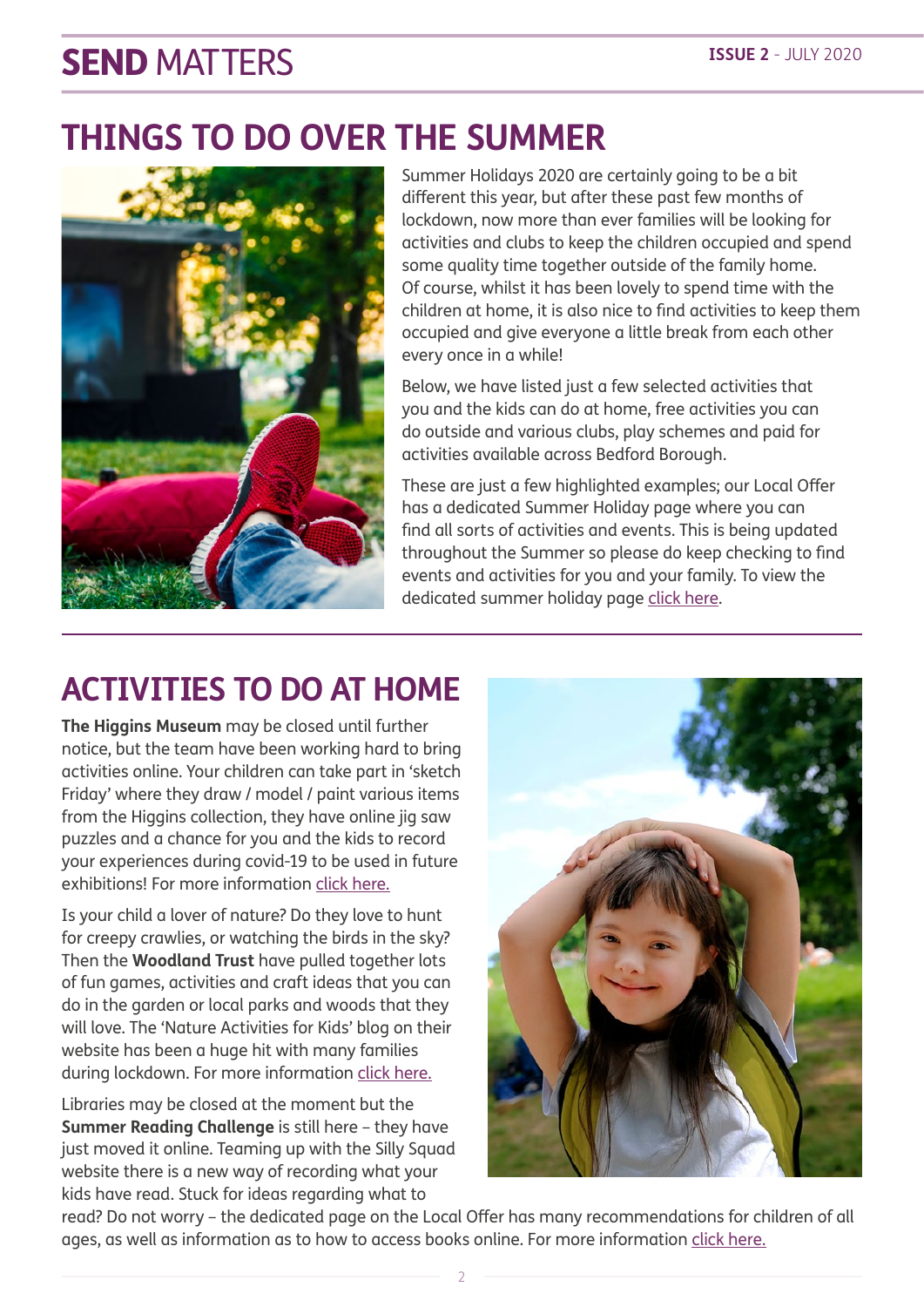# THINGS TO DO OVER THE SUMMER

Summer Holidays 2020 are certainly going to be a bit different this year, but after these past few months of lockdown, now more than ever families will be looking for activities and clubs to keep the children occupied and spend some quality time together outside of the family home. Of course, whilst it has been lovely to spend time with the children at home, it is also nice to find activities to keep them occupied and give everyone a little break from each other every once in a while!

Below, we have listed just a few selected activities that you and the kids can do at home, free activities you can do outside and various clubs, play schemes and paid for activities available across Bedford Borough.

These are just a few highlighted examples; our Local Offer has a dedicated Summer Holiday page where you can find all sorts of activities and events. This is being updated throughout the Summer so please do keep checking to find events and activities for you and your family. To view the dedicated summer holiday page click here.

# ACTIVITIES TO DO AT HOME

**The Higgins Museum** may be closed until further notice, but the team have been working hard to bring activities online. Your children can take part in 'sketch Friday' where they draw / model / paint various items from the Higgins collection, they have online jig saw puzzles and a chance for you and the kids to record your experiences during covid-19 to be used in future exhibitions! For more information click here.

Is your child a lover of nature? Do they love to hunt for creepy crawlies, or watching the birds in the sky? Then the **Woodland Trust** have pulled together lots of fun games, activities and craft ideas that you can do in the garden or local parks and woods that they will love. The 'Nature Activities for Kids' blog on their website has been a huge hit with many families during lockdown. For more information click here.

Libraries may be closed at the moment but the **Summer Reading Challenge** is still here – they have just moved it online. Teaming up with the Silly Squad website there is a new way of recording what your kids have read. Stuck for ideas regarding what to read? Do not worry – the dedicated page on the Local Offer has many recommendations for children of all ages, as well as information as to how to access books online. For more information click here.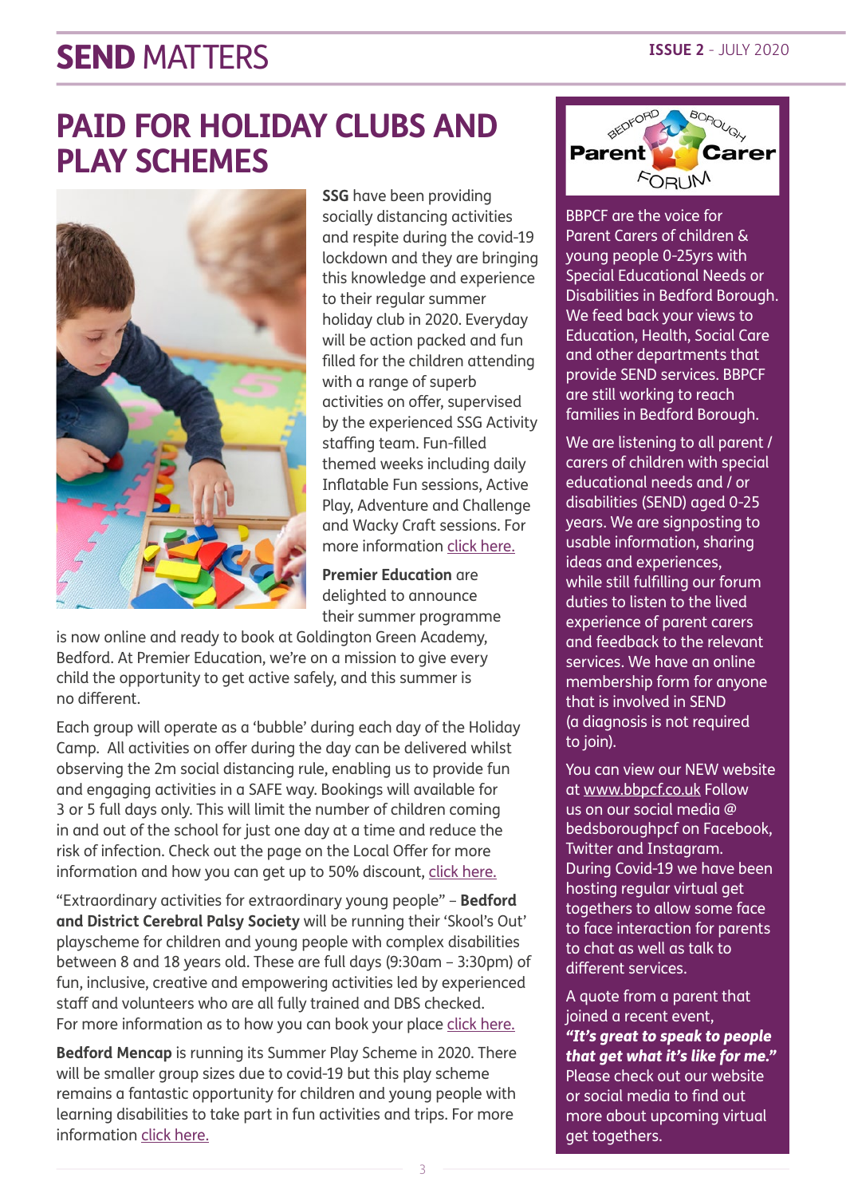# PAID FOR HOLIDAY CLUBS AND PLAY SCHEMES

**SSG** have been providing socially distancing activities and respite during the covid-19 lockdown and they are bringing this knowledge and experience to their regular summer holiday club in 2020. Everyday will be action packed and fun filled for the children attending with a range of superb activities on offer, supervised by the experienced SSG Activity staffing team. Fun-filled themed weeks including daily Inflatable Fun sessions, Active Play, Adventure and Challenge and Wacky Craft sessions. For more information click here.

**Premier Education** are delighted to announce their summer programme is now online and ready to book at Goldington Green Academy, Bedford. At Premier Education, we're on a mission to give every child the opportunity to get active safely, and this summer is no different.

Each group will operate as a 'bubble' during each day of the Holiday Camp. All activities on offer during the day can be delivered whilst observing the 2m social distancing rule, enabling us to provide fun and engaging activities in a SAFE way. Bookings will available for 3 or 5 full days only. This will limit the number of children coming in and out of the school for just one day at a time and reduce the risk of infection. Check out the page on the Local Offer for more information and how you can get up to 50% discount, click here.

"Extraordinary activities for extraordinary young people" – **Bedford and District Cerebral Palsy Society** will be running their 'Skool's Out' playscheme for children and young people with complex disabilities between 8 and 18 years old. These are full days (9:30am – 3:30pm) of fun, inclusive, creative and empowering activities led by experienced staff and volunteers who are all fully trained and DBS checked. For more information as to how you can book your place click here.

**Bedford Mencap** is running its Summer Play Scheme in 2020. There will be smaller group sizes due to covid-19 but this play scheme remains a fantastic opportunity for children and young people with learning disabilities to take part in fun activities and trips. For more information click here.

---

**Bedford Borough Parent Carer Forum**

BBPCF are the voice for Parent Carers of children & young people 0-25yrs with Special Educational Needs or Disabilities in Bedford Borough. We feed back your views to Education, Health, Social Care and other departments that provide SEND services. BBPCF are still working to reach families in Bedford Borough.

We are listening to all parent / carers of children with special educational needs and / or disabilities (SEND) aged 0-25 years. We are signposting to usable information, sharing ideas and experiences, while still fulfilling our forum duties to listen to the lived experience of parent carers and feedback to the relevant services. We have an online membership form for anyone that is involved in SEND (a diagnosis is not required to join).

You can view our NEW website at www.bbpcf.co.uk Follow us on our social media @ bedsboroughpcf on Facebook, Twitter and Instagram. During Covid-19 we have been hosting regular virtual get togethers to allow some face to face interaction for parents to chat as well as talk to different services.

A quote from a parent that joined a recent event, ***"It's great to speak to people that get what it's like for me."*** Please check out our website or social media to find out more about upcoming virtual get togethers.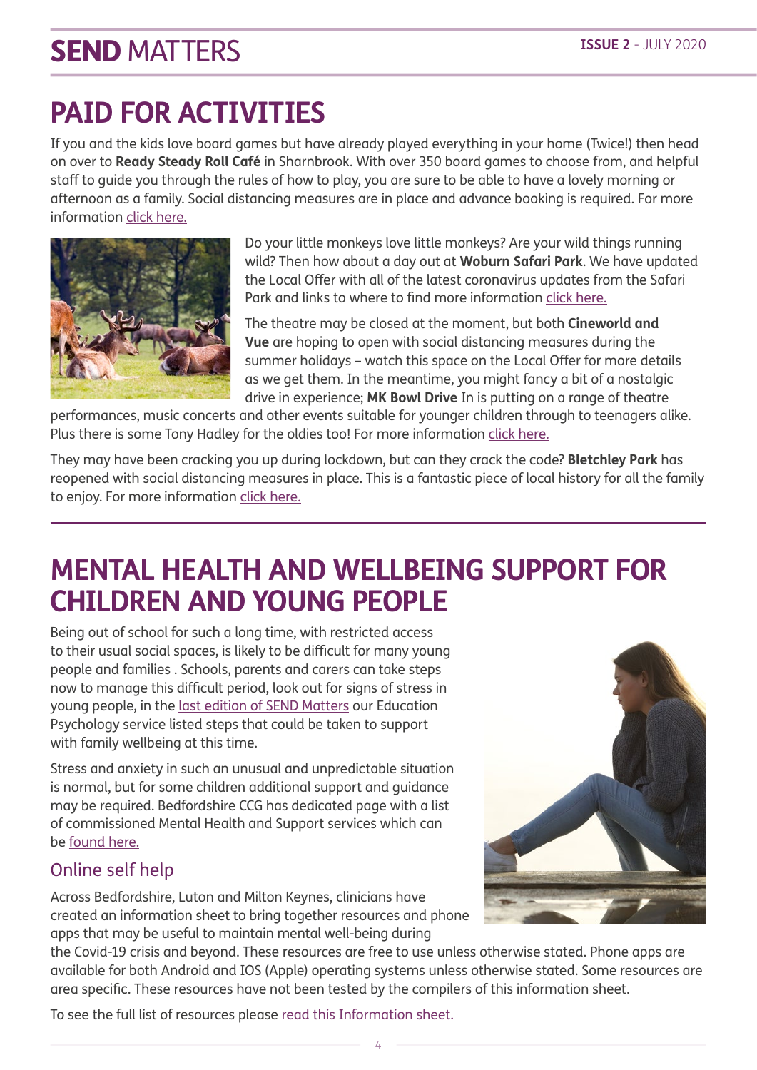# PAID FOR ACTIVITIES

If you and the kids love board games but have already played everything in your home (Twice!) then head on over to **Ready Steady Roll Café** in Sharnbrook. With over 350 board games to choose from, and helpful staff to guide you through the rules of how to play, you are sure to be able to have a lovely morning or afternoon as a family. Social distancing measures are in place and advance booking is required. For more information click here.

Do your little monkeys love little monkeys? Are your wild things running wild? Then how about a day out at **Woburn Safari Park**. We have updated the Local Offer with all of the latest coronavirus updates from the Safari Park and links to where to find more information click here.

The theatre may be closed at the moment, but both **Cineworld and Vue** are hoping to open with social distancing measures during the summer holidays – watch this space on the Local Offer for more details as we get them. In the meantime, you might fancy a bit of a nostalgic drive in experience; **MK Bowl Drive** In is putting on a range of theatre performances, music concerts and other events suitable for younger children through to teenagers alike. Plus there is some Tony Hadley for the oldies too! For more information click here.

They may have been cracking you up during lockdown, but can they crack the code? **Bletchley Park** has reopened with social distancing measures in place. This is a fantastic piece of local history for all the family to enjoy. For more information click here.

# MENTAL HEALTH AND WELLBEING SUPPORT FOR CHILDREN AND YOUNG PEOPLE

Being out of school for such a long time, with restricted access to their usual social spaces, is likely to be difficult for many young people and families . Schools, parents and carers can take steps now to manage this difficult period, look out for signs of stress in young people, in the last edition of SEND Matters our Education Psychology service listed steps that could be taken to support with family wellbeing at this time.

Stress and anxiety in such an unusual and unpredictable situation is normal, but for some children additional support and guidance may be required. Bedfordshire CCG has dedicated page with a list of commissioned Mental Health and Support services which can be found here.

## Online self help

Across Bedfordshire, Luton and Milton Keynes, clinicians have created an information sheet to bring together resources and phone apps that may be useful to maintain mental well-being during the Covid-19 crisis and beyond. These resources are free to use unless otherwise stated. Phone apps are available for both Android and IOS (Apple) operating systems unless otherwise stated. Some resources are area specific. These resources have not been tested by the compilers of this information sheet.

To see the full list of resources please read this Information sheet.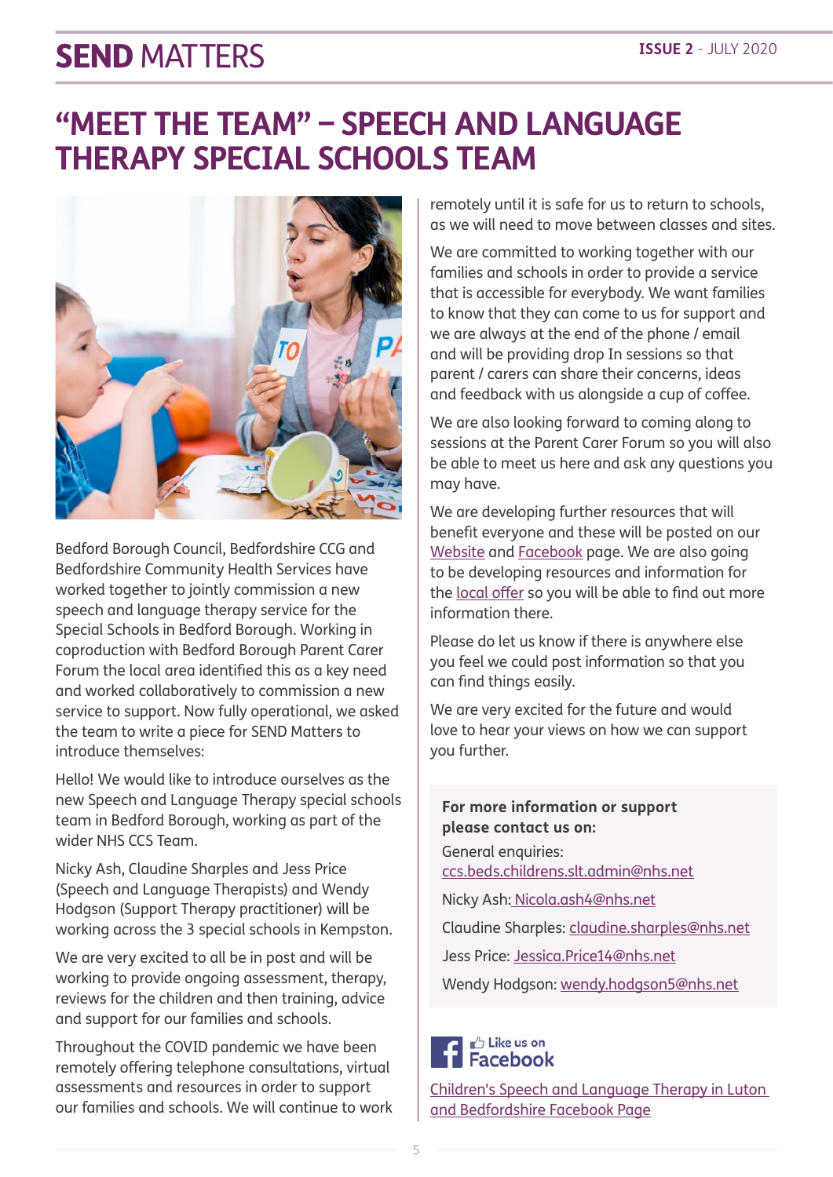# "MEET THE TEAM" – SPEECH AND LANGUAGE THERAPY SPECIAL SCHOOLS TEAM

Bedford Borough Council, Bedfordshire CCG and Bedfordshire Community Health Services have worked together to jointly commission a new speech and language therapy service for the Special Schools in Bedford Borough. Working in coproduction with Bedford Borough Parent Carer Forum the local area identified this as a key need and worked collaboratively to commission a new service to support. Now fully operational, we asked the team to write a piece for SEND Matters to introduce themselves:

Hello! We would like to introduce ourselves as the new Speech and Language Therapy special schools team in Bedford Borough, working as part of the wider NHS CCS Team.

Nicky Ash, Claudine Sharples and Jess Price (Speech and Language Therapists) and Wendy Hodgson (Support Therapy practitioner) will be working across the 3 special schools in Kempston.

We are very excited to all be in post and will be working to provide ongoing assessment, therapy, reviews for the children and then training, advice and support for our families and schools.

Throughout the COVID pandemic we have been remotely offering telephone consultations, virtual assessments and resources in order to support our families and schools. We will continue to work remotely until it is safe for us to return to schools, as we will need to move between classes and sites.

We are committed to working together with our families and schools in order to provide a service that is accessible for everybody. We want families to know that they can come to us for support and we are always at the end of the phone / email and will be providing drop In sessions so that parent / carers can share their concerns, ideas and feedback with us alongside a cup of coffee.

We are also looking forward to coming along to sessions at the Parent Carer Forum so you will also be able to meet us here and ask any questions you may have.

We are developing further resources that will benefit everyone and these will be posted on our Website and Facebook page. We are also going to be developing resources and information for the local offer so you will be able to find out more information there.

Please do let us know if there is anywhere else you feel we could post information so that you can find things easily.

We are very excited for the future and would love to hear your views on how we can support you further.

**For more information or support please contact us on:**

General enquiries:
ccs.beds.childrens.slt.admin@nhs.net

Nicky Ash: Nicola.ash4@nhs.net

Claudine Sharples: claudine.sharples@nhs.net

Jess Price: Jessica.Price14@nhs.net

Wendy Hodgson: wendy.hodgson5@nhs.net

Like us on Facebook

Children's Speech and Language Therapy in Luton and Bedfordshire Facebook Page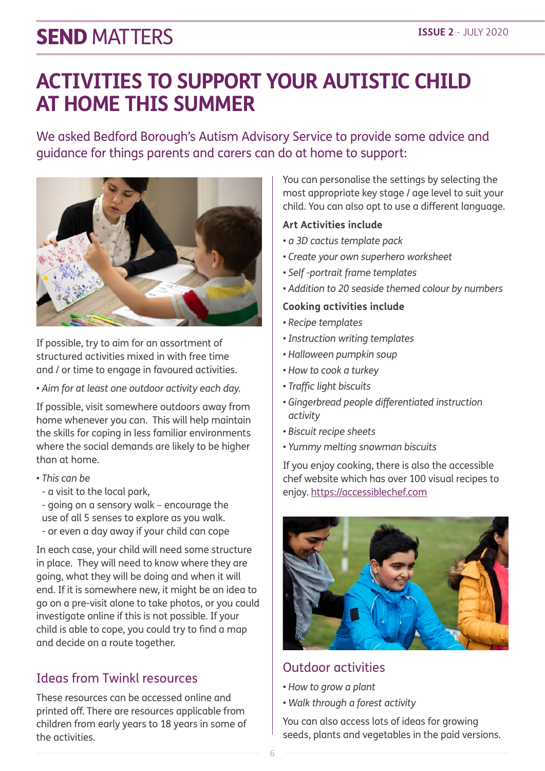# ACTIVITIES TO SUPPORT YOUR AUTISTIC CHILD AT HOME THIS SUMMER

We asked Bedford Borough's Autism Advisory Service to provide some advice and guidance for things parents and carers can do at home to support:

If possible, try to aim for an assortment of structured activities mixed in with free time and / or time to engage in favoured activities.

- *Aim for at least one outdoor activity each day.*

If possible, visit somewhere outdoors away from home whenever you can. This will help maintain the skills for coping in less familiar environments where the social demands are likely to be higher than at home.

- *This can be*
  - a visit to the local park,
  - going on a sensory walk – encourage the use of all 5 senses to explore as you walk.
  - or even a day away if your child can cope

In each case, your child will need some structure in place. They will need to know where they are going, what they will be doing and when it will end. If it is somewhere new, it might be an idea to go on a pre-visit alone to take photos, or you could investigate online if this is not possible. If your child is able to cope, you could try to find a map and decide on a route together.

## Ideas from Twinkl resources

These resources can be accessed online and printed off. There are resources applicable from children from early years to 18 years in some of the activities.

You can personalise the settings by selecting the most appropriate key stage / age level to suit your child. You can also opt to use a different language.

**Art Activities include**

- *a 3D cactus template pack*
- *Create your own superhero worksheet*
- *Self -portrait frame templates*
- *Addition to 20 seaside themed colour by numbers*

**Cooking activities include**

- *Recipe templates*
- *Instruction writing templates*
- *Halloween pumpkin soup*
- *How to cook a turkey*
- *Traffic light biscuits*
- *Gingerbread people differentiated instruction activity*
- *Biscuit recipe sheets*
- *Yummy melting snowman biscuits*

If you enjoy cooking, there is also the accessible chef website which has over 100 visual recipes to enjoy. https://accessiblechef.com

## Outdoor activities

- *How to grow a plant*
- *Walk through a forest activity*

You can also access lots of ideas for growing seeds, plants and vegetables in the paid versions.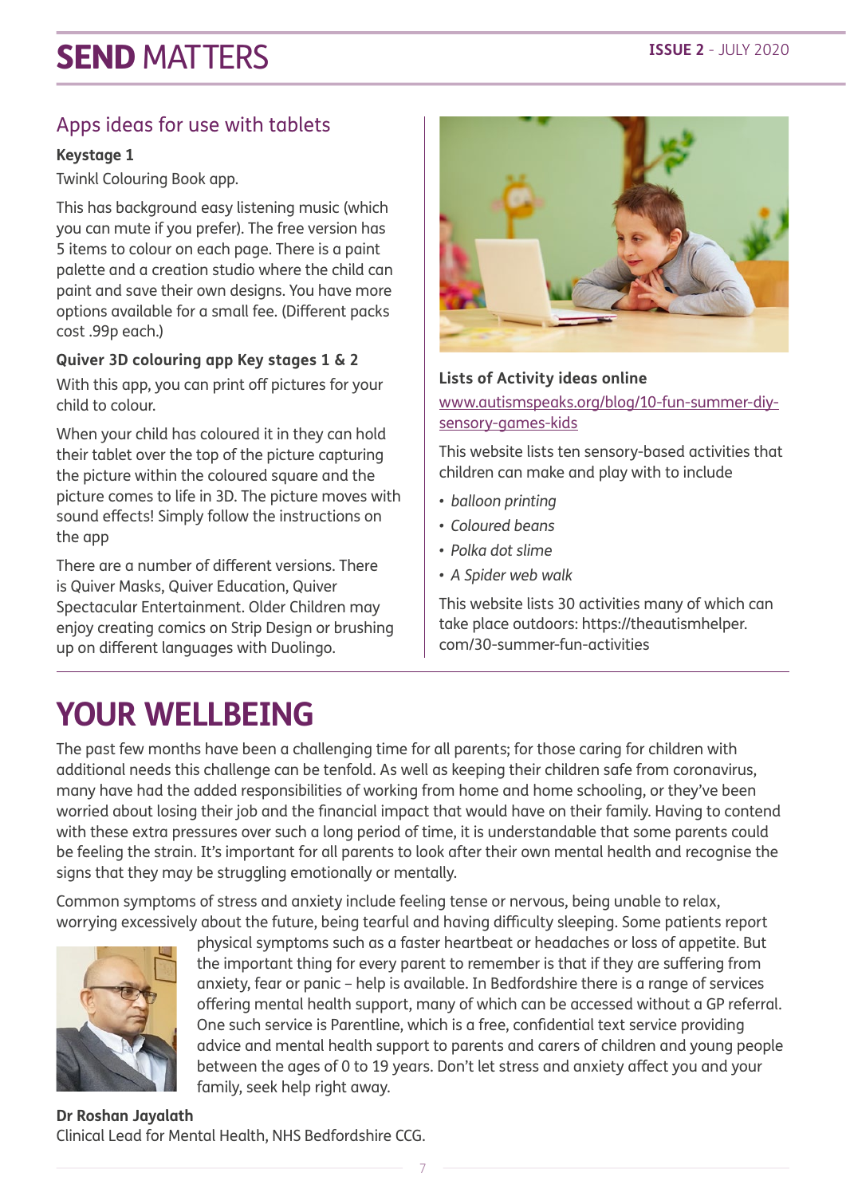## Apps ideas for use with tablets

**Keystage 1**

Twinkl Colouring Book app.

This has background easy listening music (which you can mute if you prefer). The free version has 5 items to colour on each page. There is a paint palette and a creation studio where the child can paint and save their own designs. You have more options available for a small fee. (Different packs cost .99p each.)

**Quiver 3D colouring app Key stages 1 & 2**

With this app, you can print off pictures for your child to colour.

When your child has coloured it in they can hold their tablet over the top of the picture capturing the picture within the coloured square and the picture comes to life in 3D. The picture moves with sound effects! Simply follow the instructions on the app

There are a number of different versions. There is Quiver Masks, Quiver Education, Quiver Spectacular Entertainment. Older Children may enjoy creating comics on Strip Design or brushing up on different languages with Duolingo.

**Lists of Activity ideas online**

www.autismspeaks.org/blog/10-fun-summer-diy-sensory-games-kids

This website lists ten sensory-based activities that children can make and play with to include

- *balloon printing*
- *Coloured beans*
- *Polka dot slime*
- *A Spider web walk*

This website lists 30 activities many of which can take place outdoors: https://theautismhelper.com/30-summer-fun-activities

# YOUR WELLBEING

The past few months have been a challenging time for all parents; for those caring for children with additional needs this challenge can be tenfold. As well as keeping their children safe from coronavirus, many have had the added responsibilities of working from home and home schooling, or they've been worried about losing their job and the financial impact that would have on their family. Having to contend with these extra pressures over such a long period of time, it is understandable that some parents could be feeling the strain. It's important for all parents to look after their own mental health and recognise the signs that they may be struggling emotionally or mentally.

Common symptoms of stress and anxiety include feeling tense or nervous, being unable to relax, worrying excessively about the future, being tearful and having difficulty sleeping. Some patients report physical symptoms such as a faster heartbeat or headaches or loss of appetite. But the important thing for every parent to remember is that if they are suffering from anxiety, fear or panic – help is available. In Bedfordshire there is a range of services offering mental health support, many of which can be accessed without a GP referral. One such service is Parentline, which is a free, confidential text service providing advice and mental health support to parents and carers of children and young people between the ages of 0 to 19 years. Don't let stress and anxiety affect you and your family, seek help right away.

**Dr Roshan Jayalath**
Clinical Lead for Mental Health, NHS Bedfordshire CCG.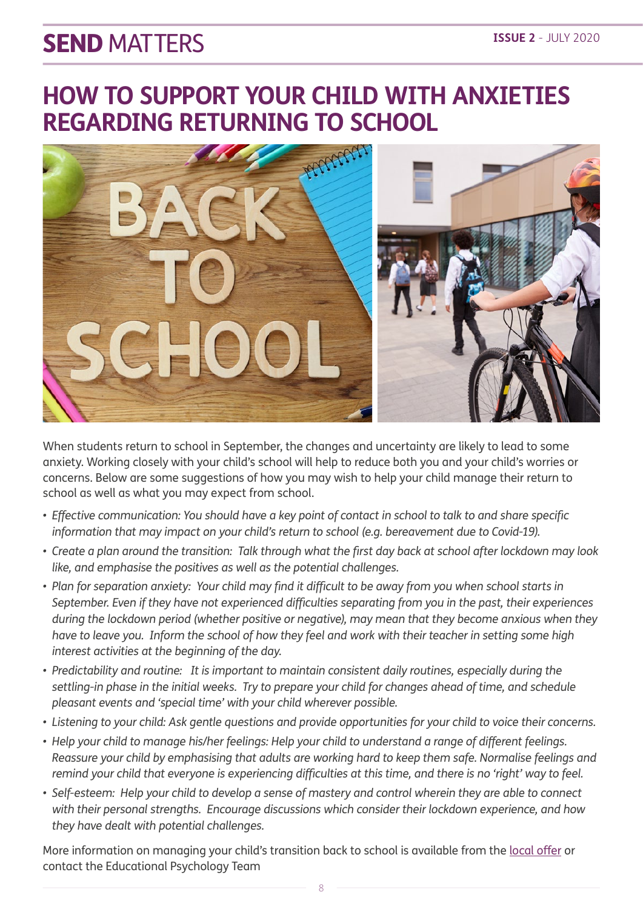# HOW TO SUPPORT YOUR CHILD WITH ANXIETIES REGARDING RETURNING TO SCHOOL

When students return to school in September, the changes and uncertainty are likely to lead to some anxiety. Working closely with your child's school will help to reduce both you and your child's worries or concerns. Below are some suggestions of how you may wish to help your child manage their return to school as well as what you may expect from school.

- *Effective communication: You should have a key point of contact in school to talk to and share specific information that may impact on your child's return to school (e.g. bereavement due to Covid-19).*
- *Create a plan around the transition: Talk through what the first day back at school after lockdown may look like, and emphasise the positives as well as the potential challenges.*
- *Plan for separation anxiety: Your child may find it difficult to be away from you when school starts in September. Even if they have not experienced difficulties separating from you in the past, their experiences during the lockdown period (whether positive or negative), may mean that they become anxious when they have to leave you. Inform the school of how they feel and work with their teacher in setting some high interest activities at the beginning of the day.*
- *Predictability and routine: It is important to maintain consistent daily routines, especially during the settling-in phase in the initial weeks. Try to prepare your child for changes ahead of time, and schedule pleasant events and 'special time' with your child wherever possible.*
- *Listening to your child: Ask gentle questions and provide opportunities for your child to voice their concerns.*
- *Help your child to manage his/her feelings: Help your child to understand a range of different feelings. Reassure your child by emphasising that adults are working hard to keep them safe. Normalise feelings and remind your child that everyone is experiencing difficulties at this time, and there is no 'right' way to feel.*
- *Self-esteem: Help your child to develop a sense of mastery and control wherein they are able to connect with their personal strengths. Encourage discussions which consider their lockdown experience, and how they have dealt with potential challenges.*

More information on managing your child's transition back to school is available from the local offer or contact the Educational Psychology Team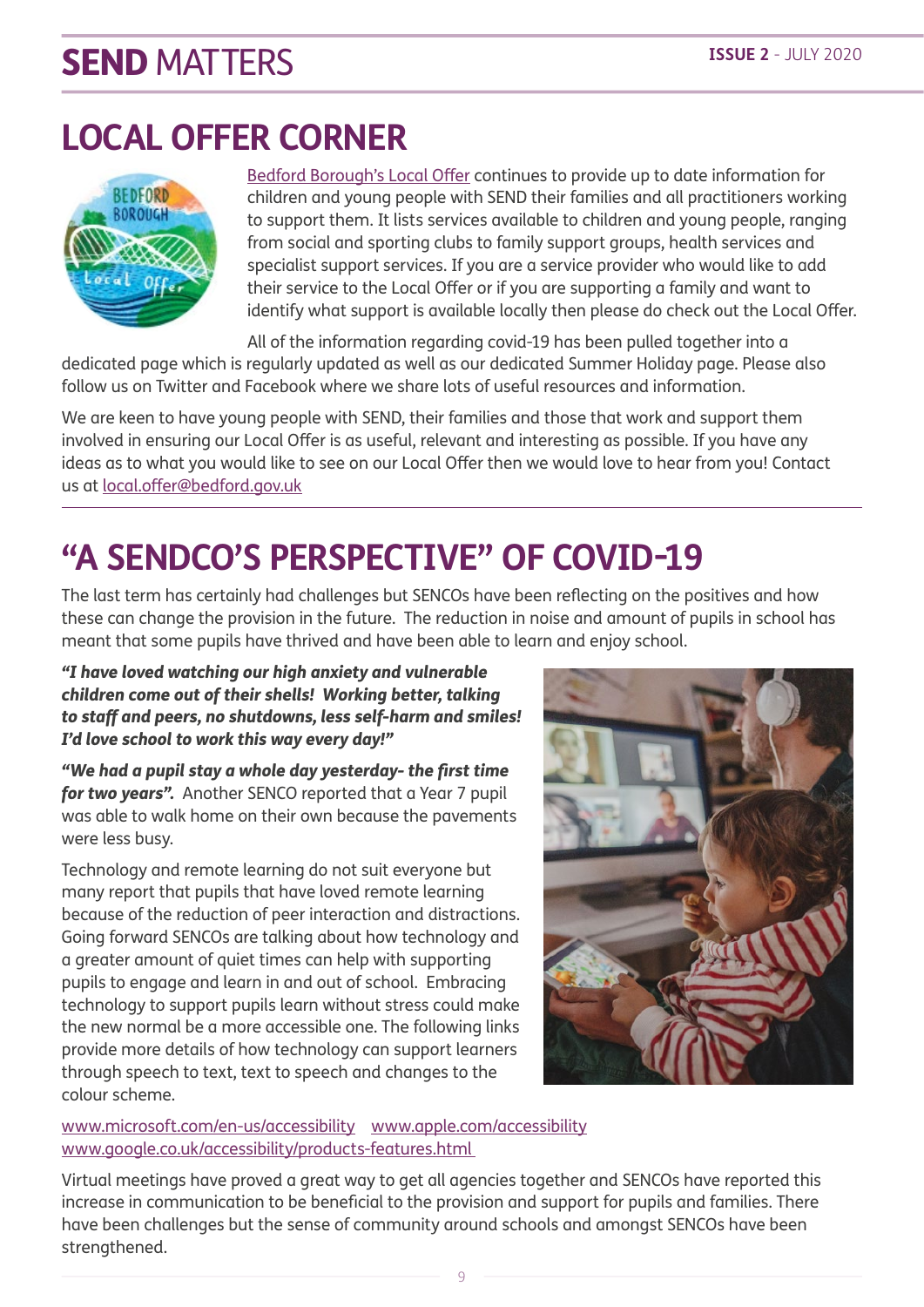# LOCAL OFFER CORNER

Bedford Borough's Local Offer continues to provide up to date information for children and young people with SEND their families and all practitioners working to support them. It lists services available to children and young people, ranging from social and sporting clubs to family support groups, health services and specialist support services. If you are a service provider who would like to add their service to the Local Offer or if you are supporting a family and want to identify what support is available locally then please do check out the Local Offer.

All of the information regarding covid-19 has been pulled together into a dedicated page which is regularly updated as well as our dedicated Summer Holiday page. Please also follow us on Twitter and Facebook where we share lots of useful resources and information.

We are keen to have young people with SEND, their families and those that work and support them involved in ensuring our Local Offer is as useful, relevant and interesting as possible. If you have any ideas as to what you would like to see on our Local Offer then we would love to hear from you! Contact us at local.offer@bedford.gov.uk

# "A SENDCO'S PERSPECTIVE" OF COVID-19

The last term has certainly had challenges but SENCOs have been reflecting on the positives and how these can change the provision in the future. The reduction in noise and amount of pupils in school has meant that some pupils have thrived and have been able to learn and enjoy school.

***"I have loved watching our high anxiety and vulnerable children come out of their shells! Working better, talking to staff and peers, no shutdowns, less self-harm and smiles! I'd love school to work this way every day!"***

***"We had a pupil stay a whole day yesterday- the first time for two years".*** Another SENCO reported that a Year 7 pupil was able to walk home on their own because the pavements were less busy.

Technology and remote learning do not suit everyone but many report that pupils that have loved remote learning because of the reduction of peer interaction and distractions. Going forward SENCOs are talking about how technology and a greater amount of quiet times can help with supporting pupils to engage and learn in and out of school. Embracing technology to support pupils learn without stress could make the new normal be a more accessible one. The following links provide more details of how technology can support learners through speech to text, text to speech and changes to the colour scheme.

www.microsoft.com/en-us/accessibility www.apple.com/accessibility
www.google.co.uk/accessibility/products-features.html

Virtual meetings have proved a great way to get all agencies together and SENCOs have reported this increase in communication to be beneficial to the provision and support for pupils and families. There have been challenges but the sense of community around schools and amongst SENCOs have been strengthened.